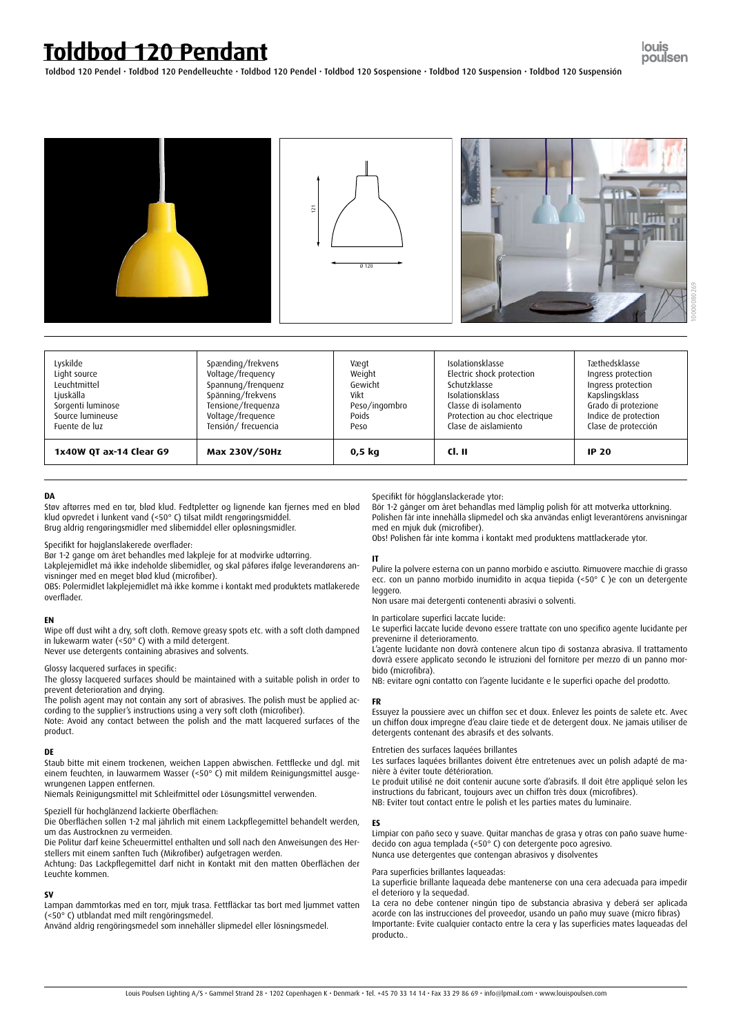# Toldbod 120 Pendant

Toldbod 120 Pendel · Toldbod 120 Pendelleuchte · Toldbod 120 Pendel · Toldbod 120 Sospensione · Toldbod 120 Suspension · Toldbod 120 Suspensión

| Lyskilde<br>Light source<br>Leuchtmittel<br>Ljuskälla<br>Sorgenti luminose<br>Source lumineuse<br>Fuente de luz | Spænding/frekvens<br>Voltage/frequency<br>Spannung/frenquenz<br>Spänning/frekvens<br>Tensione/frequenza<br>Voltage/frequence<br>Tensión/ frecuencia | Vægt<br>Weight<br>Gewicht<br>Vikt<br>Peso/ingombro<br>Poids<br>Peso | Isolationsklasse<br>Electric shock protection<br>Schutzklasse<br>Isolationsklass<br>Classe di isolamento<br>Protection au choc electrique<br>Clase de aislamiento | Tæthedsklasse<br>Ingress protection<br>Ingress protection<br>Kapslingsklass<br>Grado di protezione<br>Indice de protection<br>Clase de protección |
|---|---|---|---|---|
| **1x40W QT ax-14 Clear G9** | **Max 230V/50Hz** | **0,5 kg** | **Cl. II** | **IP 20** |

**DA**

Støv aftørres med en tør, blød klud. Fedtpletter og lignende kan fjernes med en blød klud opvredet i lunkent vand (<50° C) tilsat mildt rengøringsmiddel.
Brug aldrig rengøringsmidler med slibemiddel eller opløsningsmidler.

Specifikt for højglanslakerede overflader:
Bør 1-2 gange om året behandles med lakpleje for at modvirke udtørring.
Lakplejemidlet må ikke indeholde slibemidler, og skal påføres ifølge leverandørens anvisninger med en meget blød klud (microfiber).
OBS: Polermidlet lakplejemidlet må ikke komme i kontakt med produktets matlakerede overflader.

**EN**

Wipe off dust wiht a dry, soft cloth. Remove greasy spots etc. with a soft cloth dampned in lukewarm water (<50° C) with a mild detergent.
Never use detergents containing abrasives and solvents.

Glossy lacquered surfaces in specific:
The glossy lacquered surfaces should be maintained with a suitable polish in order to prevent deterioration and drying.
The polish agent may not contain any sort of abrasives. The polish must be applied according to the supplier's instructions using a very soft cloth (microfiber).
Note: Avoid any contact between the polish and the matt lacquered surfaces of the product.

**DE**

Staub bitte mit einem trockenen, weichen Lappen abwischen. Fettflecke und dgl. mit einem feuchten, in lauwarmem Wasser (<50° C) mit mildem Reinigungsmittel ausgewrungenen Lappen entfernen.
Niemals Reinigungsmittel mit Schleifmittel oder Lösungsmittel verwenden.

Speziell für hochglänzend lackierte Oberflächen:
Die Oberflächen sollen 1-2 mal jährlich mit einem Lackpflegemittel behandelt werden, um das Austrocknen zu vermeiden.
Die Politur darf keine Scheuermittel enthalten und soll nach den Anweisungen des Herstellers mit einem sanften Tuch (Mikrofiber) aufgetragen werden.
Achtung: Das Lackpflegemittel darf nicht in Kontakt mit den matten Oberflächen der Leuchte kommen.

**SV**

Lampan dammtorkas med en torr, mjuk trasa. Fettfläckar tas bort med ljummet vatten (<50° C) utblandat med milt rengöringsmedel.
Använd aldrig rengöringsmedel som innehåller slipmedel eller lösningsmedel.

Specifikt för högglanslackerade ytor:
Bör 1-2 gånger om året behandlas med lämplig polish för att motverka uttorkning.
Polishen får inte innehålla slipmedel och ska användas enligt leverantörens anvisningar med en mjuk duk (microfiber).
Obs! Polishen får inte komma i kontakt med produktens mattlackerade ytor.

**IT**

Pulire la polvere esterna con un panno morbido e asciutto. Rimuovere macchie di grasso ecc. con un panno morbido inumidito in acqua tiepida (<50° C )e con un detergente leggero.
Non usare mai detergenti contenenti abrasivi o solventi.

In particolare superfici laccate lucide:
Le superfici laccate lucide devono essere trattate con uno specifico agente lucidante per prevenirne il deterioramento.
L'agente lucidante non dovrà contenere alcun tipo di sostanza abrasiva. Il trattamento dovrà essere applicato secondo le istruzioni del fornitore per mezzo di un panno morbido (microfibra).
NB: evitare ogni contatto con l'agente lucidante e le superfici opache del prodotto.

**FR**

Essuyez la poussiere avec un chiffon sec et doux. Enlevez les points de salete etc. Avec un chiffon doux impregne d'eau claire tiede et de detergent doux. Ne jamais utiliser de detergents contenant des abrasifs et des solvants.

Entretien des surfaces laquées brillantes
Les surfaces laquées brillantes doivent être entretenues avec un polish adapté de manière à éviter toute détérioration.
Le produit utilisé ne doit contenir aucune sorte d'abrasifs. Il doit être appliqué selon les instructions du fabricant, toujours avec un chiffon très doux (microfibres).
NB: Eviter tout contact entre le polish et les parties mates du luminaire.

**ES**

Limpiar con paño seco y suave. Quitar manchas de grasa y otras con paño suave humedecido con agua templada (<50° C) con detergente poco agresivo.
Nunca use detergentes que contengan abrasivos y disolventes

Para superficies brillantes laqueadas:
La superficie brillante laqueada debe mantenerse con una cera adecuada para impedir el deterioro y la sequedad.
La cera no debe contener ningún tipo de substancia abrasiva y deberá ser aplicada acorde con las instrucciones del proveedor, usando un paño muy suave (micro fibras)
Importante: Evite cualquier contacto entre la cera y las superficies mates laqueadas del producto..

Louis Poulsen Lighting A/S · Gammel Strand 28 · 1202 Copenhagen K · Denmark · Tel. +45 70 33 14 14 · Fax 33 29 86 69 · info@lpmail.com · www.louispoulsen.com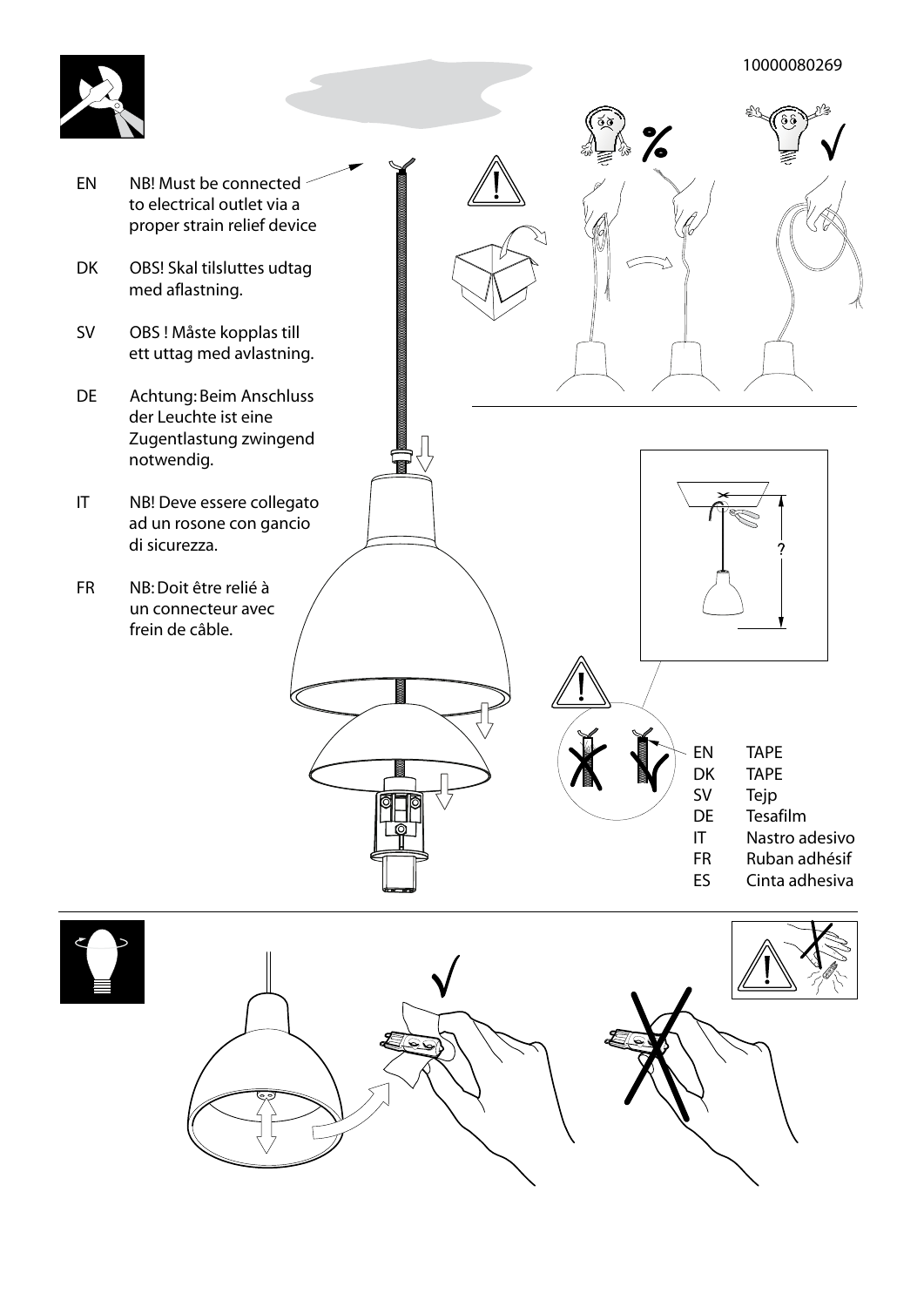10000080269

EN NB! Must be connected to electrical outlet via a proper strain relief device

DK OBS! Skal tilsluttes udtag med aflastning.

SV OBS ! Måste kopplas till ett uttag med avlastning.

DE Achtung: Beim Anschluss der Leuchte ist eine Zugentlastung zwingend notwendig.

IT NB! Deve essere collegato ad un rosone con gancio di sicurezza.

FR NB: Doit être relié à un connecteur avec frein de câble.

?

| | |
|---|---|
| EN | TAPE |
| DK | TAPE |
| SV | Tejp |
| DE | Tesafilm |
| IT | Nastro adesivo |
| FR | Ruban adhésif |
| ES | Cinta adhesiva |